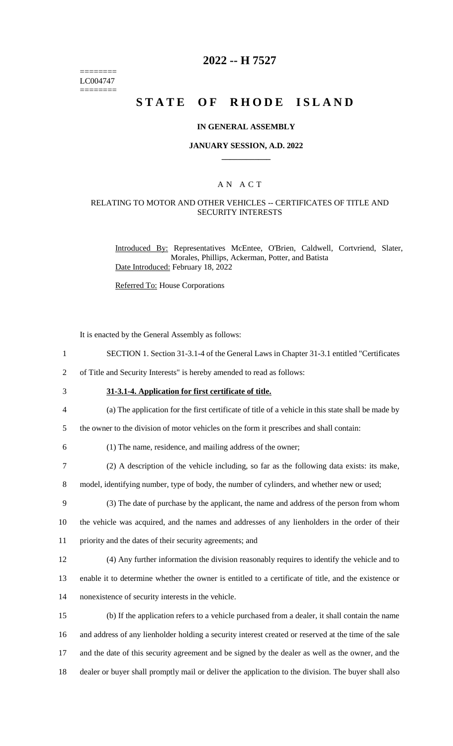========
LC004747
========

# 2022 -- H 7527

# STATE OF RHODE ISLAND

## IN GENERAL ASSEMBLY

### JANUARY SESSION, A.D. 2022

____________

### A N A C T

### RELATING TO MOTOR AND OTHER VEHICLES -- CERTIFICATES OF TITLE AND SECURITY INTERESTS

Introduced By: Representatives McEntee, O'Brien, Caldwell, Cortvriend, Slater, Morales, Phillips, Ackerman, Potter, and Batista

Date Introduced: February 18, 2022

Referred To: House Corporations

It is enacted by the General Assembly as follows:

SECTION 1. Section 31-3.1-4 of the General Laws in Chapter 31-3.1 entitled "Certificates of Title and Security Interests" is hereby amended to read as follows:

**31-3.1-4. Application for first certificate of title.**

(a) The application for the first certificate of title of a vehicle in this state shall be made by the owner to the division of motor vehicles on the form it prescribes and shall contain:

(1) The name, residence, and mailing address of the owner;

(2) A description of the vehicle including, so far as the following data exists: its make, model, identifying number, type of body, the number of cylinders, and whether new or used;

(3) The date of purchase by the applicant, the name and address of the person from whom the vehicle was acquired, and the names and addresses of any lienholders in the order of their priority and the dates of their security agreements; and

(4) Any further information the division reasonably requires to identify the vehicle and to enable it to determine whether the owner is entitled to a certificate of title, and the existence or nonexistence of security interests in the vehicle.

(b) If the application refers to a vehicle purchased from a dealer, it shall contain the name and address of any lienholder holding a security interest created or reserved at the time of the sale and the date of this security agreement and be signed by the dealer as well as the owner, and the dealer or buyer shall promptly mail or deliver the application to the division. The buyer shall also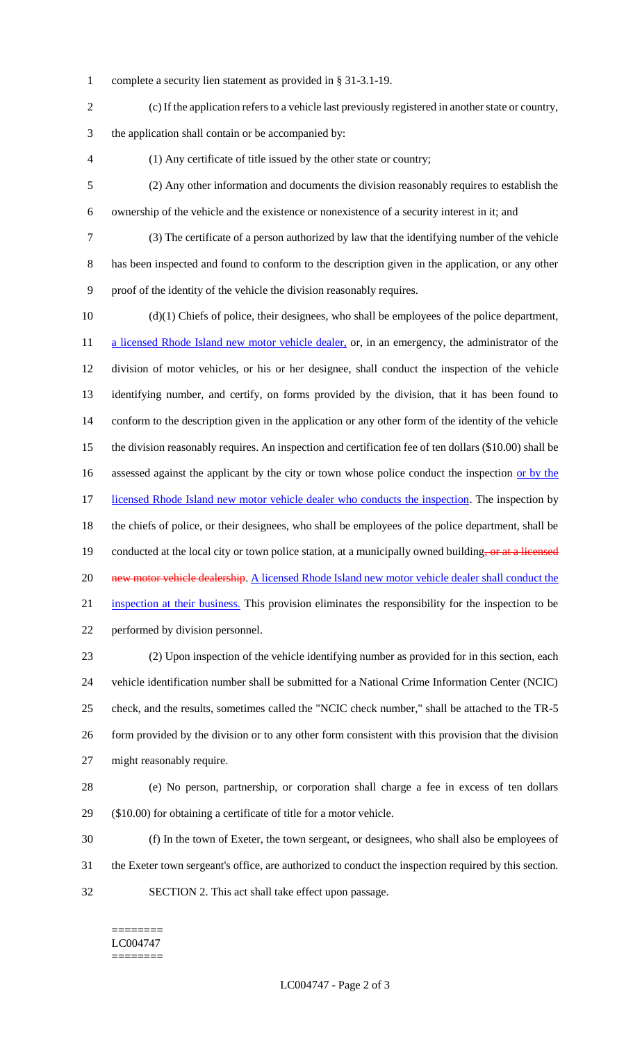complete a security lien statement as provided in § 31-3.1-19.

(c) If the application refers to a vehicle last previously registered in another state or country, the application shall contain or be accompanied by:

(1) Any certificate of title issued by the other state or country;

(2) Any other information and documents the division reasonably requires to establish the ownership of the vehicle and the existence or nonexistence of a security interest in it; and

(3) The certificate of a person authorized by law that the identifying number of the vehicle has been inspected and found to conform to the description given in the application, or any other proof of the identity of the vehicle the division reasonably requires.

(d)(1) Chiefs of police, their designees, who shall be employees of the police department, a licensed Rhode Island new motor vehicle dealer, or, in an emergency, the administrator of the division of motor vehicles, or his or her designee, shall conduct the inspection of the vehicle identifying number, and certify, on forms provided by the division, that it has been found to conform to the description given in the application or any other form of the identity of the vehicle the division reasonably requires. An inspection and certification fee of ten dollars ($10.00) shall be assessed against the applicant by the city or town whose police conduct the inspection or by the licensed Rhode Island new motor vehicle dealer who conducts the inspection. The inspection by the chiefs of police, or their designees, who shall be employees of the police department, shall be conducted at the local city or town police station, at a municipally owned building~~, or at a licensed new motor vehicle dealership~~. A licensed Rhode Island new motor vehicle dealer shall conduct the inspection at their business. This provision eliminates the responsibility for the inspection to be performed by division personnel.

(2) Upon inspection of the vehicle identifying number as provided for in this section, each vehicle identification number shall be submitted for a National Crime Information Center (NCIC) check, and the results, sometimes called the "NCIC check number," shall be attached to the TR-5 form provided by the division or to any other form consistent with this provision that the division might reasonably require.

(e) No person, partnership, or corporation shall charge a fee in excess of ten dollars ($10.00) for obtaining a certificate of title for a motor vehicle.

(f) In the town of Exeter, the town sergeant, or designees, who shall also be employees of the Exeter town sergeant's office, are authorized to conduct the inspection required by this section.

SECTION 2. This act shall take effect upon passage.

========
LC004747
========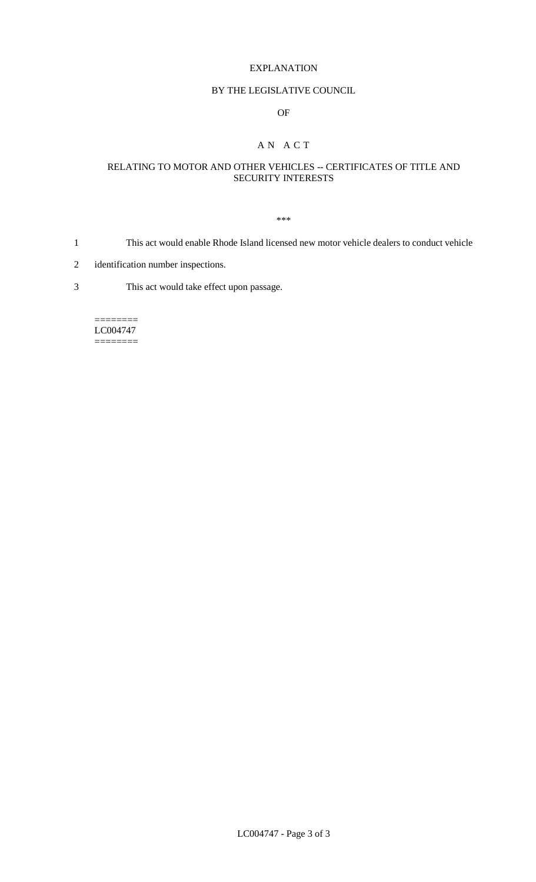EXPLANATION

BY THE LEGISLATIVE COUNCIL

OF

A N A C T

RELATING TO MOTOR AND OTHER VEHICLES -- CERTIFICATES OF TITLE AND SECURITY INTERESTS

\*\*\*

1 This act would enable Rhode Island licensed new motor vehicle dealers to conduct vehicle
2 identification number inspections.
3 This act would take effect upon passage.

========
LC004747
========